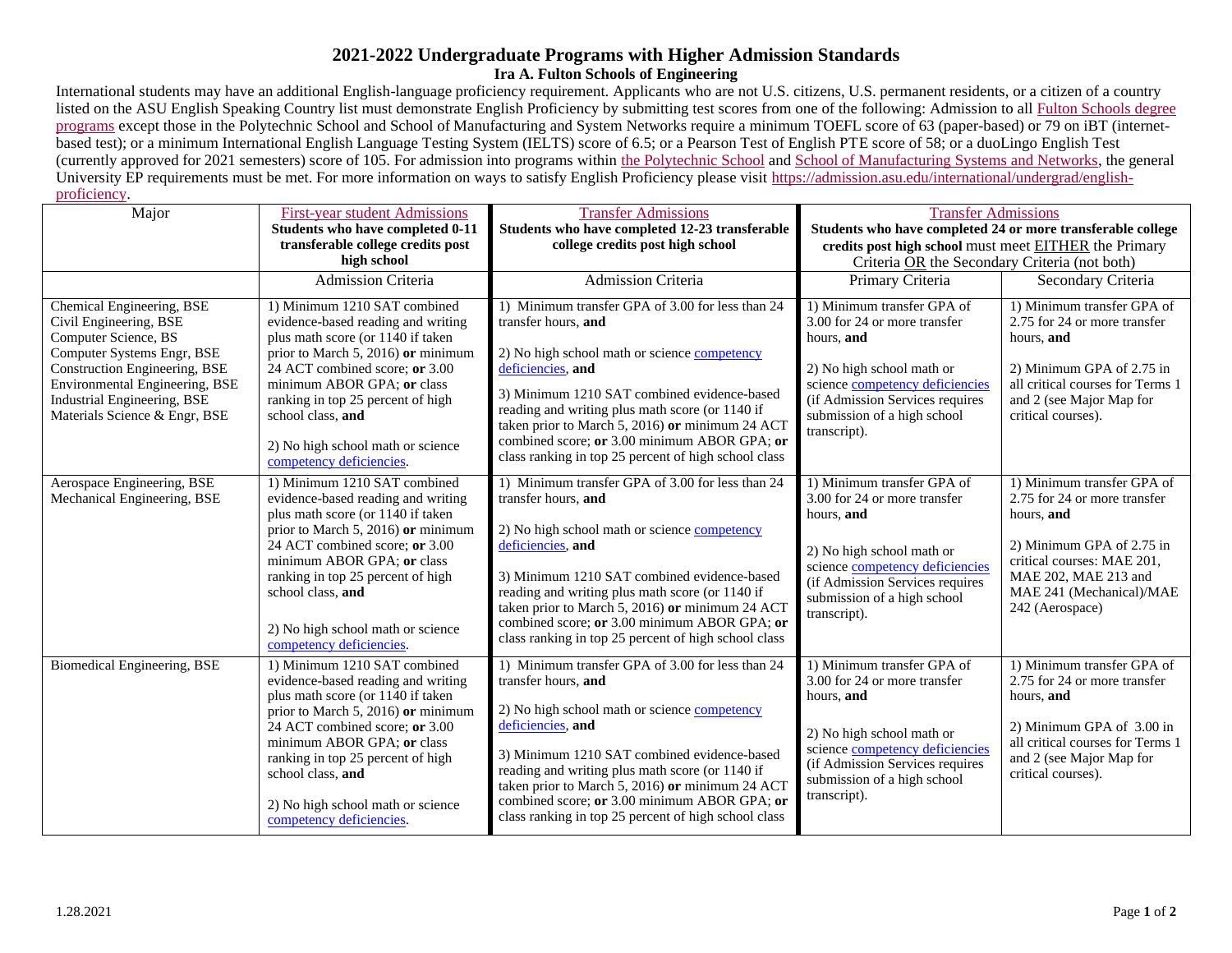# 2021-2022 Undergraduate Programs with Higher Admission Standards

## Ira A. Fulton Schools of Engineering

International students may have an additional English-language proficiency requirement. Applicants who are not U.S. citizens, U.S. permanent residents, or a citizen of a country listed on the ASU English Speaking Country list must demonstrate English Proficiency by submitting test scores from one of the following: Admission to all Fulton Schools degree programs except those in the Polytechnic School and School of Manufacturing and System Networks require a minimum TOEFL score of 63 (paper-based) or 79 on iBT (internet-based test); or a minimum International English Language Testing System (IELTS) score of 6.5; or a Pearson Test of English PTE score of 58; or a duoLingo English Test (currently approved for 2021 semesters) score of 105. For admission into programs within the Polytechnic School and School of Manufacturing Systems and Networks, the general University EP requirements must be met. For more information on ways to satisfy English Proficiency please visit https://admission.asu.edu/international/undergrad/english-proficiency.

| Major | First-year student Admissions<br>**Students who have completed 0-11 transferable college credits post high school** | Transfer Admissions<br>**Students who have completed 12-23 transferable college credits post high school** | Transfer Admissions<br>**Students who have completed 24 or more transferable college credits post high school** must meet EITHER the Primary Criteria OR the Secondary Criteria (not both) | |
|---|---|---|---|---|
| | Admission Criteria | Admission Criteria | Primary Criteria | Secondary Criteria |
| Chemical Engineering, BSE<br>Civil Engineering, BSE<br>Computer Science, BS<br>Computer Systems Engr, BSE<br>Construction Engineering, BSE<br>Environmental Engineering, BSE<br>Industrial Engineering, BSE<br>Materials Science & Engr, BSE | 1) Minimum 1210 SAT combined evidence-based reading and writing plus math score (or 1140 if taken prior to March 5, 2016) **or** minimum 24 ACT combined score; **or** 3.00 minimum ABOR GPA; **or** class ranking in top 25 percent of high school class, **and**<br><br>2) No high school math or science competency deficiencies. | 1) Minimum transfer GPA of 3.00 for less than 24 transfer hours, **and**<br><br>2) No high school math or science competency deficiencies, **and**<br><br>3) Minimum 1210 SAT combined evidence-based reading and writing plus math score (or 1140 if taken prior to March 5, 2016) **or** minimum 24 ACT combined score; **or** 3.00 minimum ABOR GPA; **or** class ranking in top 25 percent of high school class | 1) Minimum transfer GPA of 3.00 for 24 or more transfer hours, **and**<br><br>2) No high school math or science competency deficiencies (if Admission Services requires submission of a high school transcript). | 1) Minimum transfer GPA of 2.75 for 24 or more transfer hours, **and**<br><br>2) Minimum GPA of 2.75 in all critical courses for Terms 1 and 2 (see Major Map for critical courses). |
| Aerospace Engineering, BSE<br>Mechanical Engineering, BSE | 1) Minimum 1210 SAT combined evidence-based reading and writing plus math score (or 1140 if taken prior to March 5, 2016) **or** minimum 24 ACT combined score; **or** 3.00 minimum ABOR GPA; **or** class ranking in top 25 percent of high school class, **and**<br><br>2) No high school math or science competency deficiencies. | 1) Minimum transfer GPA of 3.00 for less than 24 transfer hours, **and**<br><br>2) No high school math or science competency deficiencies, **and**<br><br>3) Minimum 1210 SAT combined evidence-based reading and writing plus math score (or 1140 if taken prior to March 5, 2016) **or** minimum 24 ACT combined score; **or** 3.00 minimum ABOR GPA; **or** class ranking in top 25 percent of high school class | 1) Minimum transfer GPA of 3.00 for 24 or more transfer hours, **and**<br><br>2) No high school math or science competency deficiencies (if Admission Services requires submission of a high school transcript). | 1) Minimum transfer GPA of 2.75 for 24 or more transfer hours, **and**<br><br>2) Minimum GPA of 2.75 in critical courses: MAE 201, MAE 202, MAE 213 and MAE 241 (Mechanical)/MAE 242 (Aerospace) |
| Biomedical Engineering, BSE | 1) Minimum 1210 SAT combined evidence-based reading and writing plus math score (or 1140 if taken prior to March 5, 2016) **or** minimum 24 ACT combined score; **or** 3.00 minimum ABOR GPA; **or** class ranking in top 25 percent of high school class, **and**<br><br>2) No high school math or science competency deficiencies. | 1) Minimum transfer GPA of 3.00 for less than 24 transfer hours, **and**<br><br>2) No high school math or science competency deficiencies, **and**<br><br>3) Minimum 1210 SAT combined evidence-based reading and writing plus math score (or 1140 if taken prior to March 5, 2016) **or** minimum 24 ACT combined score; **or** 3.00 minimum ABOR GPA; **or** class ranking in top 25 percent of high school class | 1) Minimum transfer GPA of 3.00 for 24 or more transfer hours, **and**<br><br>2) No high school math or science competency deficiencies (if Admission Services requires submission of a high school transcript). | 1) Minimum transfer GPA of 2.75 for 24 or more transfer hours, **and**<br><br>2) Minimum GPA of 3.00 in all critical courses for Terms 1 and 2 (see Major Map for critical courses). |

1.28.2021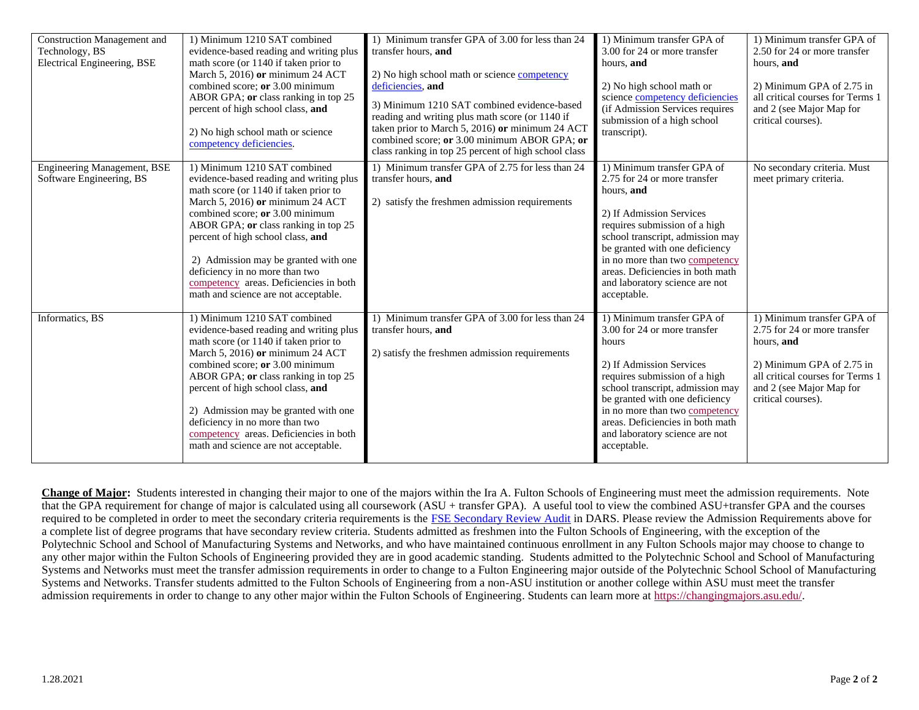| | | | | |
|---|---|---|---|---|
| Construction Management and Technology, BS<br>Electrical Engineering, BSE | 1) Minimum 1210 SAT combined evidence-based reading and writing plus math score (or 1140 if taken prior to March 5, 2016) **or** minimum 24 ACT combined score; **or** 3.00 minimum ABOR GPA; **or** class ranking in top 25 percent of high school class, **and**<br><br>2) No high school math or science competency deficiencies. | 1) Minimum transfer GPA of 3.00 for less than 24 transfer hours, **and**<br><br>2) No high school math or science competency deficiencies, **and**<br><br>3) Minimum 1210 SAT combined evidence-based reading and writing plus math score (or 1140 if taken prior to March 5, 2016) **or** minimum 24 ACT combined score; **or** 3.00 minimum ABOR GPA; **or** class ranking in top 25 percent of high school class | 1) Minimum transfer GPA of 3.00 for 24 or more transfer hours, **and**<br><br>2) No high school math or science competency deficiencies (if Admission Services requires submission of a high school transcript). | 1) Minimum transfer GPA of 2.50 for 24 or more transfer hours, **and**<br><br>2) Minimum GPA of 2.75 in all critical courses for Terms 1 and 2 (see Major Map for critical courses). |
| Engineering Management, BSE<br>Software Engineering, BS | 1) Minimum 1210 SAT combined evidence-based reading and writing plus math score (or 1140 if taken prior to March 5, 2016) **or** minimum 24 ACT combined score; **or** 3.00 minimum ABOR GPA; **or** class ranking in top 25 percent of high school class, **and**<br><br>2) Admission may be granted with one deficiency in no more than two competency areas. Deficiencies in both math and science are not acceptable. | 1) Minimum transfer GPA of 2.75 for less than 24 transfer hours, **and**<br><br>2) satisfy the freshmen admission requirements | 1) Minimum transfer GPA of 2.75 for 24 or more transfer hours, **and**<br><br>2) If Admission Services requires submission of a high school transcript, admission may be granted with one deficiency in no more than two competency areas. Deficiencies in both math and laboratory science are not acceptable. | No secondary criteria. Must meet primary criteria. |
| Informatics, BS | 1) Minimum 1210 SAT combined evidence-based reading and writing plus math score (or 1140 if taken prior to March 5, 2016) **or** minimum 24 ACT combined score; **or** 3.00 minimum ABOR GPA; **or** class ranking in top 25 percent of high school class, **and**<br><br>2) Admission may be granted with one deficiency in no more than two competency areas. Deficiencies in both math and science are not acceptable. | 1) Minimum transfer GPA of 3.00 for less than 24 transfer hours, **and**<br><br>2) satisfy the freshmen admission requirements | 1) Minimum transfer GPA of 3.00 for 24 or more transfer hours<br><br>2) If Admission Services requires submission of a high school transcript, admission may be granted with one deficiency in no more than two competency areas. Deficiencies in both math and laboratory science are not acceptable. | 1) Minimum transfer GPA of 2.75 for 24 or more transfer hours, **and**<br><br>2) Minimum GPA of 2.75 in all critical courses for Terms 1 and 2 (see Major Map for critical courses). |

**Change of Major:** Students interested in changing their major to one of the majors within the Ira A. Fulton Schools of Engineering must meet the admission requirements. Note that the GPA requirement for change of major is calculated using all coursework (ASU + transfer GPA). A useful tool to view the combined ASU+transfer GPA and the courses required to be completed in order to meet the secondary criteria requirements is the FSE Secondary Review Audit in DARS. Please review the Admission Requirements above for a complete list of degree programs that have secondary review criteria. Students admitted as freshmen into the Fulton Schools of Engineering, with the exception of the Polytechnic School and School of Manufacturing Systems and Networks, and who have maintained continuous enrollment in any Fulton Schools major may choose to change to any other major within the Fulton Schools of Engineering provided they are in good academic standing. Students admitted to the Polytechnic School and School of Manufacturing Systems and Networks must meet the transfer admission requirements in order to change to a Fulton Engineering major outside of the Polytechnic School School of Manufacturing Systems and Networks. Transfer students admitted to the Fulton Schools of Engineering from a non-ASU institution or another college within ASU must meet the transfer admission requirements in order to change to any other major within the Fulton Schools of Engineering. Students can learn more at https://changingmajors.asu.edu/.

1.28.2021